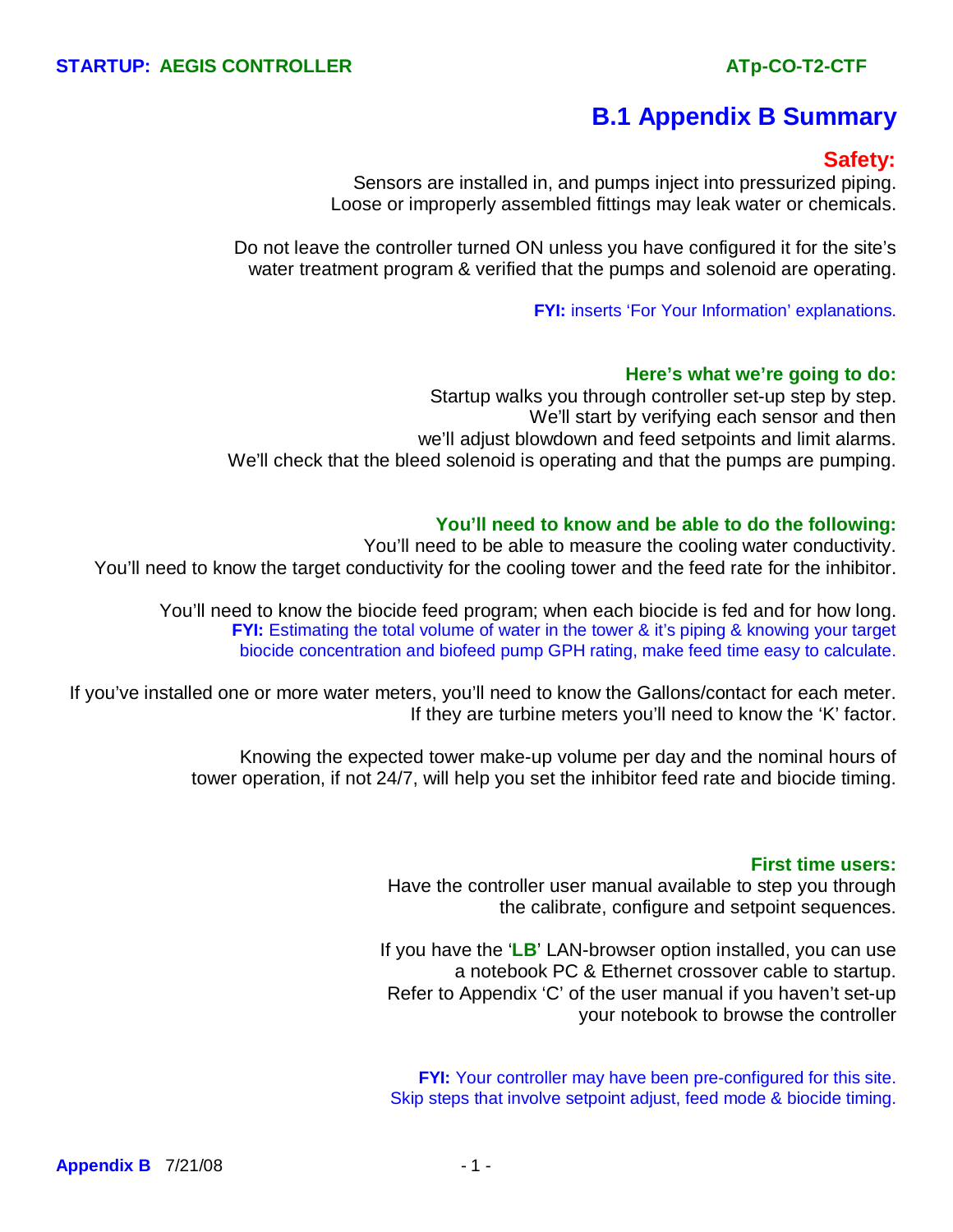# B.1 Appendix B Summary

## Safety:

Sensors are installed in, and pumps inject into pressurized piping. Loose or improperly assembled fittings may leak water or chemicals.

Do not leave the controller turned ON unless you have configured it for the site's water treatment program & verified that the pumps and solenoid are operating.

**FYI:** inserts 'For Your Information' explanations.

### Here's what we're going to do:

Startup walks you through controller set-up step by step. We'll start by verifying each sensor and then we'll adjust blowdown and feed setpoints and limit alarms. We'll check that the bleed solenoid is operating and that the pumps are pumping.

### You'll need to know and be able to do the following:

You'll need to be able to measure the cooling water conductivity. You'll need to know the target conductivity for the cooling tower and the feed rate for the inhibitor.

You'll need to know the biocide feed program; when each biocide is fed and for how long.
**FYI:** Estimating the total volume of water in the tower & it's piping & knowing your target biocide concentration and biofeed pump GPH rating, make feed time easy to calculate.

If you've installed one or more water meters, you'll need to know the Gallons/contact for each meter. If they are turbine meters you'll need to know the 'K' factor.

Knowing the expected tower make-up volume per day and the nominal hours of tower operation, if not 24/7, will help you set the inhibitor feed rate and biocide timing.

### First time users:

Have the controller user manual available to step you through the calibrate, configure and setpoint sequences.

If you have the '**LB**' LAN-browser option installed, you can use a notebook PC & Ethernet crossover cable to startup. Refer to Appendix 'C' of the user manual if you haven't set-up your notebook to browse the controller

**FYI:** Your controller may have been pre-configured for this site. Skip steps that involve setpoint adjust, feed mode & biocide timing.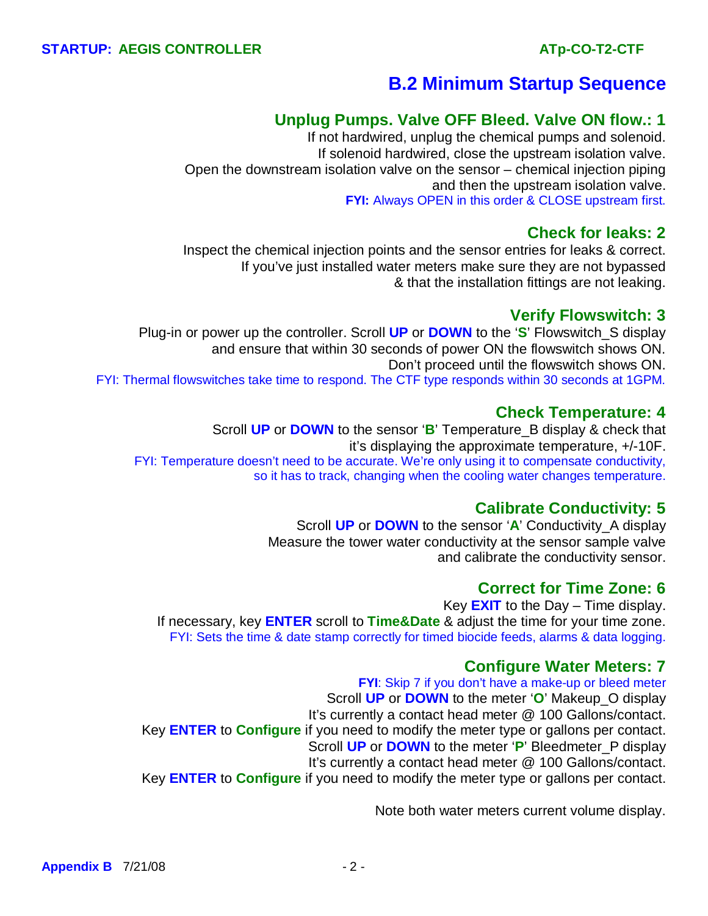# B.2 Minimum Startup Sequence

## Unplug Pumps. Valve OFF Bleed. Valve ON flow.: 1

If not hardwired, unplug the chemical pumps and solenoid.
If solenoid hardwired, close the upstream isolation valve.
Open the downstream isolation valve on the sensor – chemical injection piping and then the upstream isolation valve.

**FYI:** Always OPEN in this order & CLOSE upstream first.

## Check for leaks: 2

Inspect the chemical injection points and the sensor entries for leaks & correct.
If you've just installed water meters make sure they are not bypassed & that the installation fittings are not leaking.

## Verify Flowswitch: 3

Plug-in or power up the controller. Scroll **UP** or **DOWN** to the '**S**' Flowswitch_S display and ensure that within 30 seconds of power ON the flowswitch shows ON.
Don't proceed until the flowswitch shows ON.

FYI: Thermal flowswitches take time to respond. The CTF type responds within 30 seconds at 1GPM.

## Check Temperature: 4

Scroll **UP** or **DOWN** to the sensor '**B**' Temperature_B display & check that it's displaying the approximate temperature, +/-10F.

FYI: Temperature doesn't need to be accurate. We're only using it to compensate conductivity, so it has to track, changing when the cooling water changes temperature.

## Calibrate Conductivity: 5

Scroll **UP** or **DOWN** to the sensor '**A**' Conductivity_A display
Measure the tower water conductivity at the sensor sample valve and calibrate the conductivity sensor.

## Correct for Time Zone: 6

Key **EXIT** to the Day – Time display.
If necessary, key **ENTER** scroll to **Time&Date** & adjust the time for your time zone.

FYI: Sets the time & date stamp correctly for timed biocide feeds, alarms & data logging.

## Configure Water Meters: 7

**FYI**: Skip 7 if you don't have a make-up or bleed meter

Scroll **UP** or **DOWN** to the meter '**O**' Makeup_O display
It's currently a contact head meter @ 100 Gallons/contact.
Key **ENTER** to **Configure** if you need to modify the meter type or gallons per contact.
Scroll **UP** or **DOWN** to the meter '**P**' Bleedmeter_P display
It's currently a contact head meter @ 100 Gallons/contact.
Key **ENTER** to **Configure** if you need to modify the meter type or gallons per contact.

Note both water meters current volume display.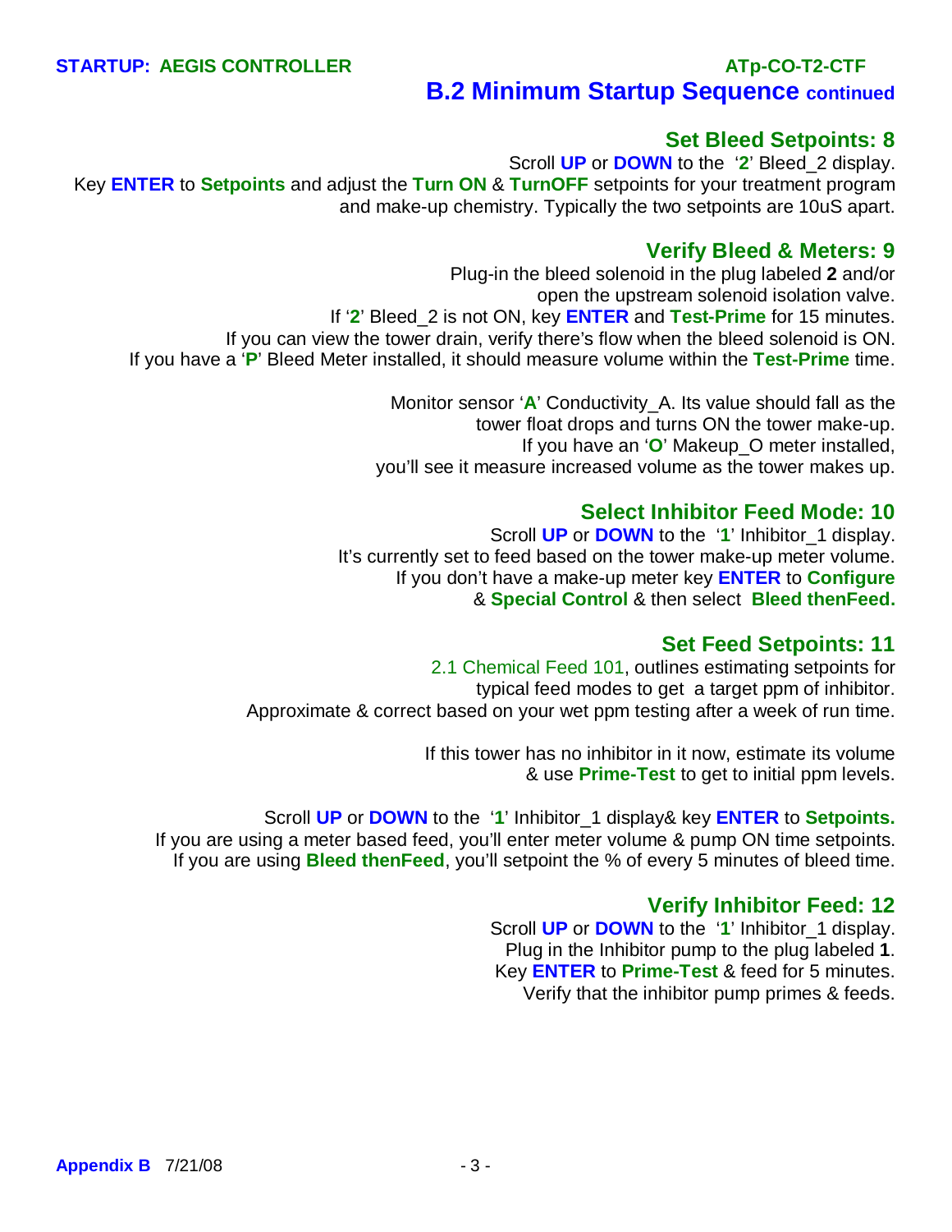## B.2 Minimum Startup Sequence continued

### Set Bleed Setpoints: 8

Scroll **UP** or **DOWN** to the '**2**' Bleed_2 display.
Key **ENTER** to **Setpoints** and adjust the **Turn ON** & **TurnOFF** setpoints for your treatment program and make-up chemistry. Typically the two setpoints are 10uS apart.

### Verify Bleed & Meters: 9

Plug-in the bleed solenoid in the plug labeled **2** and/or open the upstream solenoid isolation valve.
If '**2**' Bleed_2 is not ON, key **ENTER** and **Test-Prime** for 15 minutes.
If you can view the tower drain, verify there's flow when the bleed solenoid is ON.
If you have a '**P**' Bleed Meter installed, it should measure volume within the **Test-Prime** time.

Monitor sensor '**A**' Conductivity_A. Its value should fall as the tower float drops and turns ON the tower make-up.
If you have an '**O**' Makeup_O meter installed, you'll see it measure increased volume as the tower makes up.

### Select Inhibitor Feed Mode: 10

Scroll **UP** or **DOWN** to the '**1**' Inhibitor_1 display.
It's currently set to feed based on the tower make-up meter volume.
If you don't have a make-up meter key **ENTER** to **Configure** & **Special Control** & then select **Bleed thenFeed.**

### Set Feed Setpoints: 11

2.1 Chemical Feed 101, outlines estimating setpoints for typical feed modes to get a target ppm of inhibitor.
Approximate & correct based on your wet ppm testing after a week of run time.

If this tower has no inhibitor in it now, estimate its volume & use **Prime-Test** to get to initial ppm levels.

Scroll **UP** or **DOWN** to the '**1**' Inhibitor_1 display& key **ENTER** to **Setpoints.**
If you are using a meter based feed, you'll enter meter volume & pump ON time setpoints.
If you are using **Bleed thenFeed**, you'll setpoint the % of every 5 minutes of bleed time.

### Verify Inhibitor Feed: 12

Scroll **UP** or **DOWN** to the '**1**' Inhibitor_1 display.
Plug in the Inhibitor pump to the plug labeled **1**.
Key **ENTER** to **Prime-Test** & feed for 5 minutes.
Verify that the inhibitor pump primes & feeds.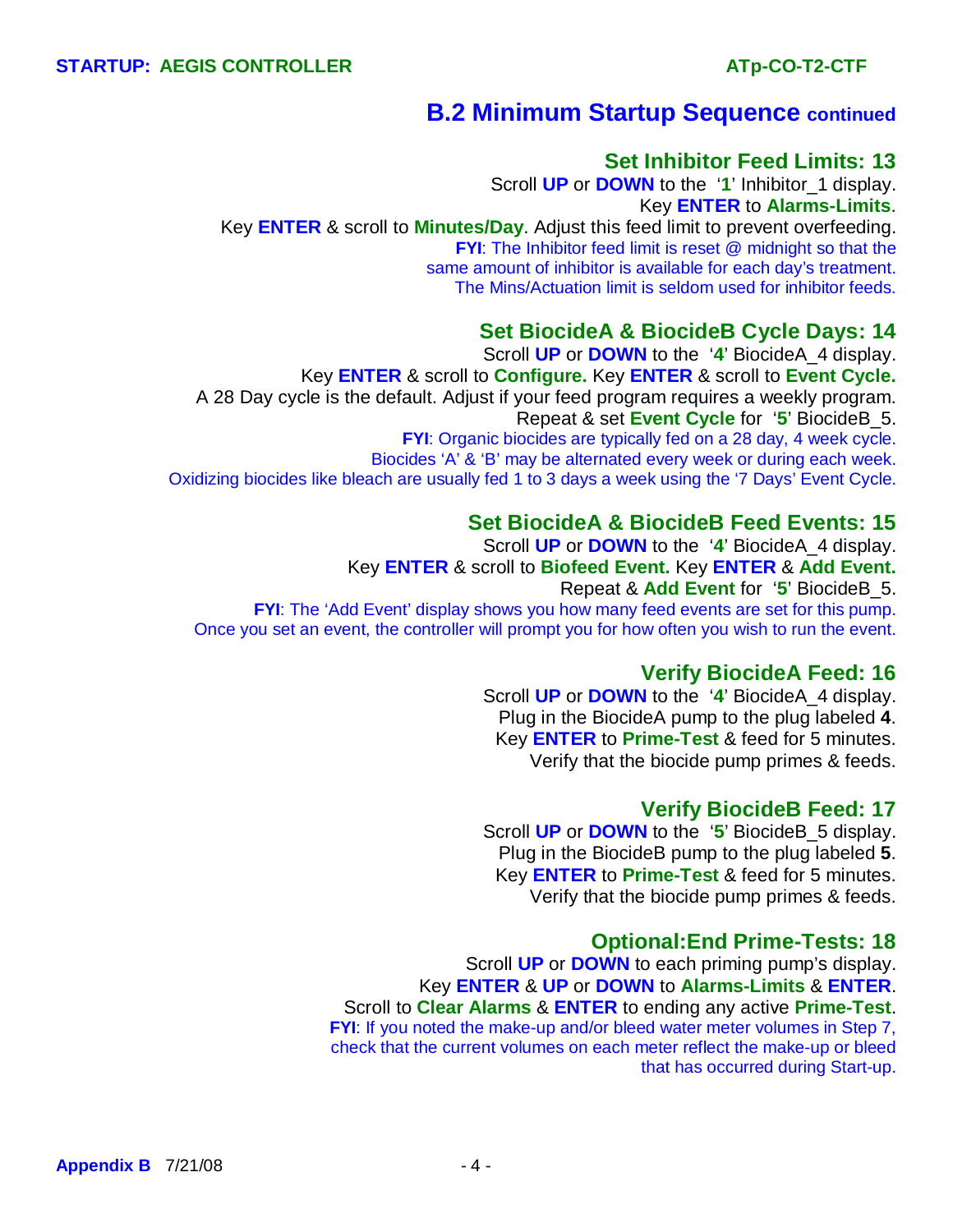## B.2 Minimum Startup Sequence continued

### Set Inhibitor Feed Limits: 13

Scroll **UP** or **DOWN** to the '**1**' Inhibitor_1 display.
Key **ENTER** to **Alarms-Limits**.
Key **ENTER** & scroll to **Minutes/Day**. Adjust this feed limit to prevent overfeeding.
**FYI**: The Inhibitor feed limit is reset @ midnight so that the same amount of inhibitor is available for each day's treatment. The Mins/Actuation limit is seldom used for inhibitor feeds.

### Set BiocideA & BiocideB Cycle Days: 14

Scroll **UP** or **DOWN** to the '**4**' BiocideA_4 display.
Key **ENTER** & scroll to **Configure.** Key **ENTER** & scroll to **Event Cycle.**
A 28 Day cycle is the default. Adjust if your feed program requires a weekly program.
Repeat & set **Event Cycle** for '**5**' BiocideB_5.
**FYI**: Organic biocides are typically fed on a 28 day, 4 week cycle.
Biocides 'A' & 'B' may be alternated every week or during each week.
Oxidizing biocides like bleach are usually fed 1 to 3 days a week using the '7 Days' Event Cycle.

### Set BiocideA & BiocideB Feed Events: 15

Scroll **UP** or **DOWN** to the '**4**' BiocideA_4 display.
Key **ENTER** & scroll to **Biofeed Event.** Key **ENTER** & **Add Event.**
Repeat & **Add Event** for '**5**' BiocideB_5.
**FYI**: The 'Add Event' display shows you how many feed events are set for this pump.
Once you set an event, the controller will prompt you for how often you wish to run the event.

### Verify BiocideA Feed: 16

Scroll **UP** or **DOWN** to the '**4**' BiocideA_4 display.
Plug in the BiocideA pump to the plug labeled **4**.
Key **ENTER** to **Prime-Test** & feed for 5 minutes.
Verify that the biocide pump primes & feeds.

### Verify BiocideB Feed: 17

Scroll **UP** or **DOWN** to the '**5**' BiocideB_5 display.
Plug in the BiocideB pump to the plug labeled **5**.
Key **ENTER** to **Prime-Test** & feed for 5 minutes.
Verify that the biocide pump primes & feeds.

### Optional:End Prime-Tests: 18

Scroll **UP** or **DOWN** to each priming pump's display.
Key **ENTER** & **UP** or **DOWN** to **Alarms-Limits** & **ENTER**.
Scroll to **Clear Alarms** & **ENTER** to ending any active **Prime-Test**.
**FYI**: If you noted the make-up and/or bleed water meter volumes in Step 7, check that the current volumes on each meter reflect the make-up or bleed that has occurred during Start-up.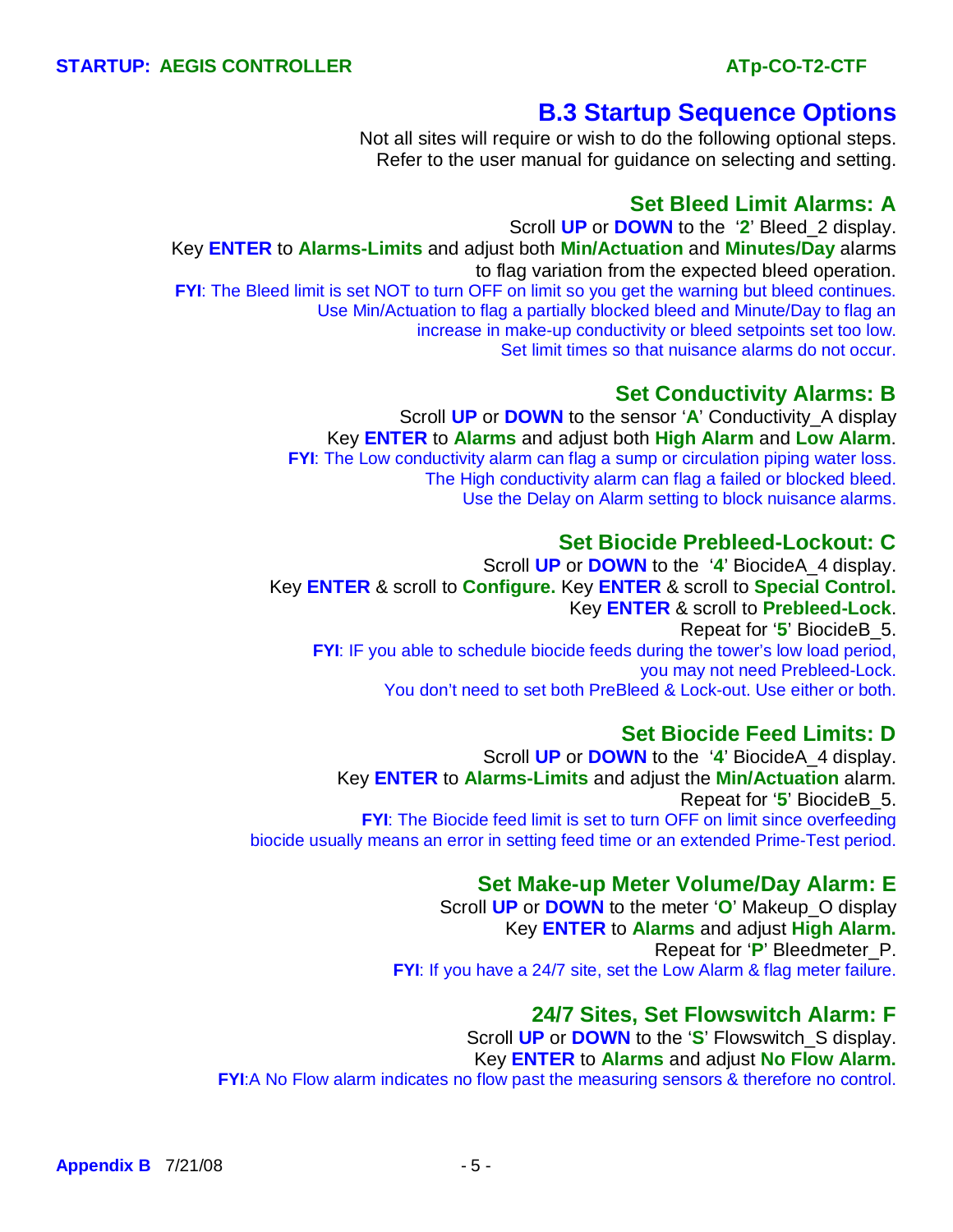# B.3 Startup Sequence Options

Not all sites will require or wish to do the following optional steps.
Refer to the user manual for guidance on selecting and setting.

## Set Bleed Limit Alarms: A

Scroll **UP** or **DOWN** to the '**2**' Bleed_2 display.
Key **ENTER** to **Alarms-Limits** and adjust both **Min/Actuation** and **Minutes/Day** alarms to flag variation from the expected bleed operation.

**FYI**: The Bleed limit is set NOT to turn OFF on limit so you get the warning but bleed continues.
Use Min/Actuation to flag a partially blocked bleed and Minute/Day to flag an increase in make-up conductivity or bleed setpoints set too low.
Set limit times so that nuisance alarms do not occur.

## Set Conductivity Alarms: B

Scroll **UP** or **DOWN** to the sensor '**A**' Conductivity_A display
Key **ENTER** to **Alarms** and adjust both **High Alarm** and **Low Alarm**.

**FYI**: The Low conductivity alarm can flag a sump or circulation piping water loss.
The High conductivity alarm can flag a failed or blocked bleed.
Use the Delay on Alarm setting to block nuisance alarms.

## Set Biocide Prebleed-Lockout: C

Scroll **UP** or **DOWN** to the '**4**' BiocideA_4 display.
Key **ENTER** & scroll to **Configure.** Key **ENTER** & scroll to **Special Control.**
Key **ENTER** & scroll to **Prebleed-Lock**.
Repeat for '**5**' BiocideB_5.

**FYI**: IF you able to schedule biocide feeds during the tower's low load period, you may not need Prebleed-Lock.
You don't need to set both PreBleed & Lock-out. Use either or both.

## Set Biocide Feed Limits: D

Scroll **UP** or **DOWN** to the '**4**' BiocideA_4 display.
Key **ENTER** to **Alarms-Limits** and adjust the **Min/Actuation** alarm.
Repeat for '**5**' BiocideB_5.

**FYI**: The Biocide feed limit is set to turn OFF on limit since overfeeding biocide usually means an error in setting feed time or an extended Prime-Test period.

## Set Make-up Meter Volume/Day Alarm: E

Scroll **UP** or **DOWN** to the meter '**O**' Makeup_O display
Key **ENTER** to **Alarms** and adjust **High Alarm.**
Repeat for '**P**' Bleedmeter_P.

**FYI**: If you have a 24/7 site, set the Low Alarm & flag meter failure.

## 24/7 Sites, Set Flowswitch Alarm: F

Scroll **UP** or **DOWN** to the '**S**' Flowswitch_S display.
Key **ENTER** to **Alarms** and adjust **No Flow Alarm.**

**FYI**:A No Flow alarm indicates no flow past the measuring sensors & therefore no control.